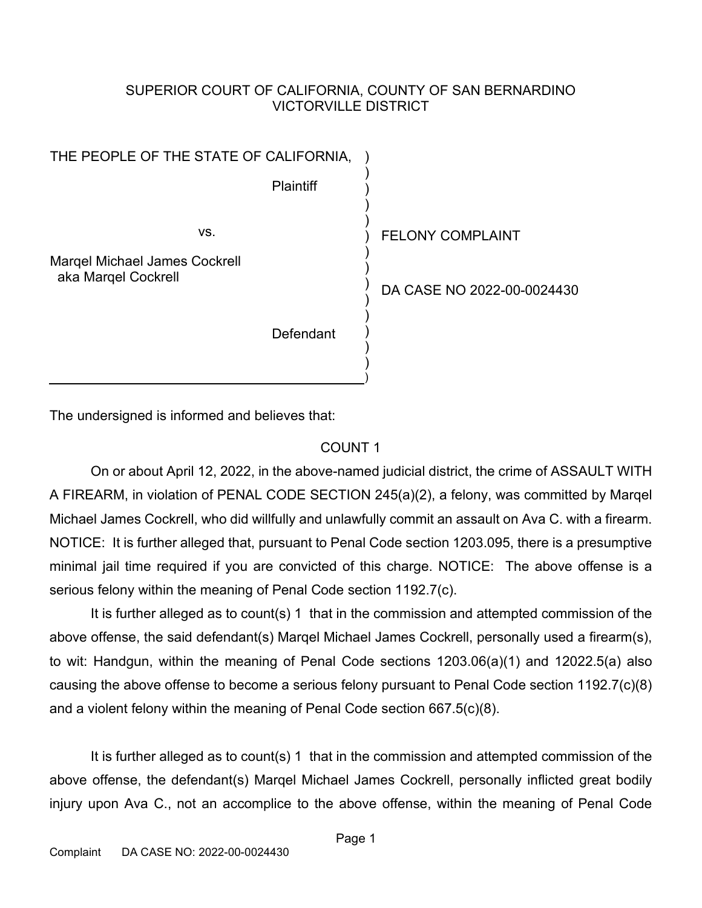SUPERIOR COURT OF CALIFORNIA, COUNTY OF SAN BERNARDINO
VICTORVILLE DISTRICT

| | |
|---|---|
| THE PEOPLE OF THE STATE OF CALIFORNIA, Plaintiff | |
| vs. | FELONY COMPLAINT |
| Marqel Michael James Cockrell aka Marqel Cockrell | DA CASE NO 2022-00-0024430 |
| Defendant | |

The undersigned is informed and believes that:

## COUNT 1

On or about April 12, 2022, in the above-named judicial district, the crime of ASSAULT WITH A FIREARM, in violation of PENAL CODE SECTION 245(a)(2), a felony, was committed by Marqel Michael James Cockrell, who did willfully and unlawfully commit an assault on Ava C. with a firearm. NOTICE: It is further alleged that, pursuant to Penal Code section 1203.095, there is a presumptive minimal jail time required if you are convicted of this charge. NOTICE: The above offense is a serious felony within the meaning of Penal Code section 1192.7(c).

It is further alleged as to count(s) 1 that in the commission and attempted commission of the above offense, the said defendant(s) Marqel Michael James Cockrell, personally used a firearm(s), to wit: Handgun, within the meaning of Penal Code sections 1203.06(a)(1) and 12022.5(a) also causing the above offense to become a serious felony pursuant to Penal Code section 1192.7(c)(8) and a violent felony within the meaning of Penal Code section 667.5(c)(8).

It is further alleged as to count(s) 1 that in the commission and attempted commission of the above offense, the defendant(s) Marqel Michael James Cockrell, personally inflicted great bodily injury upon Ava C., not an accomplice to the above offense, within the meaning of Penal Code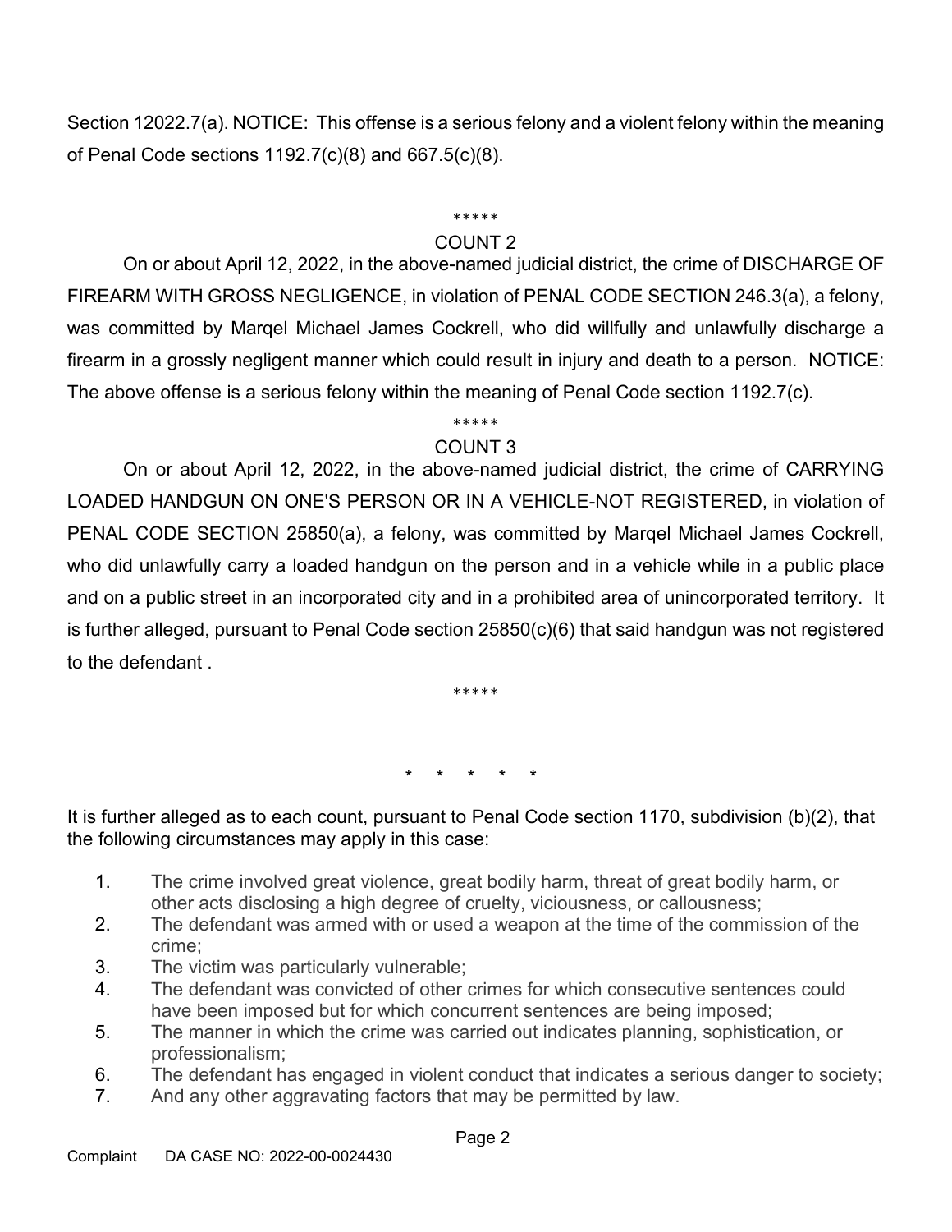Section 12022.7(a). NOTICE: This offense is a serious felony and a violent felony within the meaning of Penal Code sections 1192.7(c)(8) and 667.5(c)(8).

*****

COUNT 2

On or about April 12, 2022, in the above-named judicial district, the crime of DISCHARGE OF FIREARM WITH GROSS NEGLIGENCE, in violation of PENAL CODE SECTION 246.3(a), a felony, was committed by Marqel Michael James Cockrell, who did willfully and unlawfully discharge a firearm in a grossly negligent manner which could result in injury and death to a person. NOTICE: The above offense is a serious felony within the meaning of Penal Code section 1192.7(c).

*****

COUNT 3

On or about April 12, 2022, in the above-named judicial district, the crime of CARRYING LOADED HANDGUN ON ONE'S PERSON OR IN A VEHICLE-NOT REGISTERED, in violation of PENAL CODE SECTION 25850(a), a felony, was committed by Marqel Michael James Cockrell, who did unlawfully carry a loaded handgun on the person and in a vehicle while in a public place and on a public street in an incorporated city and in a prohibited area of unincorporated territory. It is further alleged, pursuant to Penal Code section 25850(c)(6) that said handgun was not registered to the defendant .

*****

\* \* \* \* \*

It is further alleged as to each count, pursuant to Penal Code section 1170, subdivision (b)(2), that the following circumstances may apply in this case:

1. The crime involved great violence, great bodily harm, threat of great bodily harm, or other acts disclosing a high degree of cruelty, viciousness, or callousness;
2. The defendant was armed with or used a weapon at the time of the commission of the crime;
3. The victim was particularly vulnerable;
4. The defendant was convicted of other crimes for which consecutive sentences could have been imposed but for which concurrent sentences are being imposed;
5. The manner in which the crime was carried out indicates planning, sophistication, or professionalism;
6. The defendant has engaged in violent conduct that indicates a serious danger to society;
7. And any other aggravating factors that may be permitted by law.

Complaint DA CASE NO: 2022-00-0024430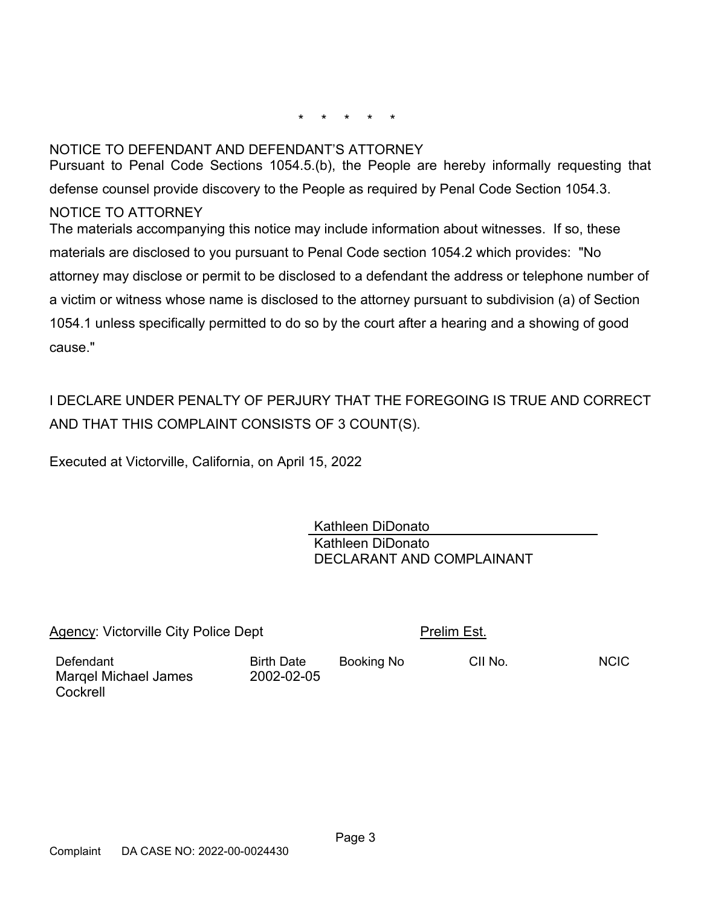\* \* \* \* \*

NOTICE TO DEFENDANT AND DEFENDANT'S ATTORNEY

Pursuant to Penal Code Sections 1054.5.(b), the People are hereby informally requesting that defense counsel provide discovery to the People as required by Penal Code Section 1054.3.

NOTICE TO ATTORNEY

The materials accompanying this notice may include information about witnesses. If so, these materials are disclosed to you pursuant to Penal Code section 1054.2 which provides: "No attorney may disclose or permit to be disclosed to a defendant the address or telephone number of a victim or witness whose name is disclosed to the attorney pursuant to subdivision (a) of Section 1054.1 unless specifically permitted to do so by the court after a hearing and a showing of good cause."

I DECLARE UNDER PENALTY OF PERJURY THAT THE FOREGOING IS TRUE AND CORRECT AND THAT THIS COMPLAINT CONSISTS OF 3 COUNT(S).

Executed at Victorville, California, on April 15, 2022

Kathleen DiDonato
Kathleen DiDonato
DECLARANT AND COMPLAINANT

Agency: Victorville City Police Dept

Prelim Est.

| Defendant | Birth Date | Booking No | CII No. | NCIC |
|---|---|---|---|---|
| Marqel Michael James Cockrell | 2002-02-05 | | | |

Complaint DA CASE NO: 2022-00-0024430